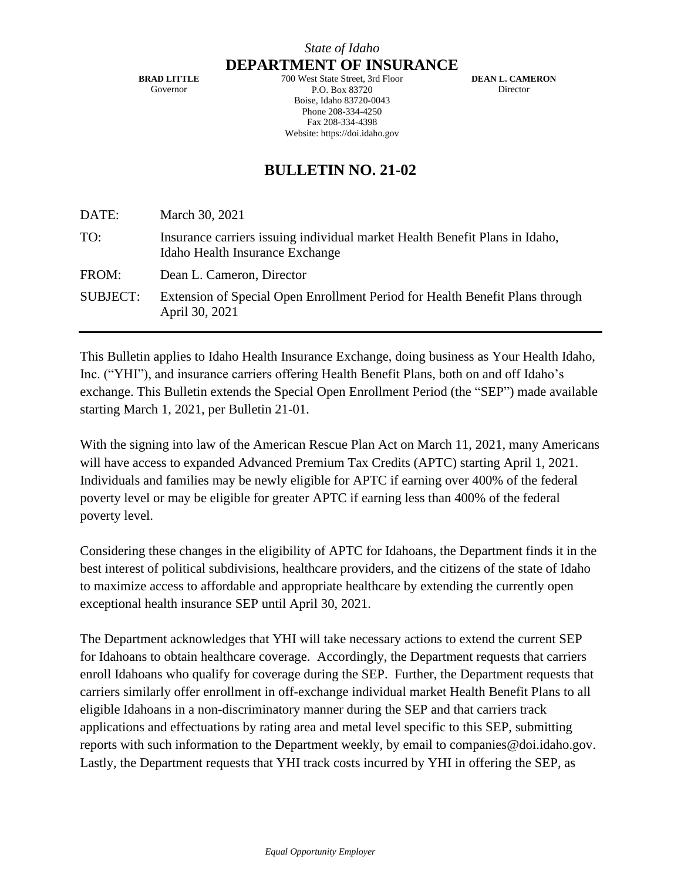*State of Idaho*

# DEPARTMENT OF INSURANCE

**BRAD LITTLE**
Governor

700 West State Street, 3rd Floor
P.O. Box 83720
Boise, Idaho 83720-0043
Phone 208-334-4250
Fax 208-334-4398
Website: https://doi.idaho.gov

**DEAN L. CAMERON**
Director

## BULLETIN NO. 21-02

DATE: March 30, 2021

TO: Insurance carriers issuing individual market Health Benefit Plans in Idaho, Idaho Health Insurance Exchange

FROM: Dean L. Cameron, Director

SUBJECT: Extension of Special Open Enrollment Period for Health Benefit Plans through April 30, 2021

---

This Bulletin applies to Idaho Health Insurance Exchange, doing business as Your Health Idaho, Inc. ("YHI"), and insurance carriers offering Health Benefit Plans, both on and off Idaho's exchange. This Bulletin extends the Special Open Enrollment Period (the "SEP") made available starting March 1, 2021, per Bulletin 21-01.

With the signing into law of the American Rescue Plan Act on March 11, 2021, many Americans will have access to expanded Advanced Premium Tax Credits (APTC) starting April 1, 2021. Individuals and families may be newly eligible for APTC if earning over 400% of the federal poverty level or may be eligible for greater APTC if earning less than 400% of the federal poverty level.

Considering these changes in the eligibility of APTC for Idahoans, the Department finds it in the best interest of political subdivisions, healthcare providers, and the citizens of the state of Idaho to maximize access to affordable and appropriate healthcare by extending the currently open exceptional health insurance SEP until April 30, 2021.

The Department acknowledges that YHI will take necessary actions to extend the current SEP for Idahoans to obtain healthcare coverage. Accordingly, the Department requests that carriers enroll Idahoans who qualify for coverage during the SEP. Further, the Department requests that carriers similarly offer enrollment in off-exchange individual market Health Benefit Plans to all eligible Idahoans in a non-discriminatory manner during the SEP and that carriers track applications and effectuations by rating area and metal level specific to this SEP, submitting reports with such information to the Department weekly, by email to companies@doi.idaho.gov. Lastly, the Department requests that YHI track costs incurred by YHI in offering the SEP, as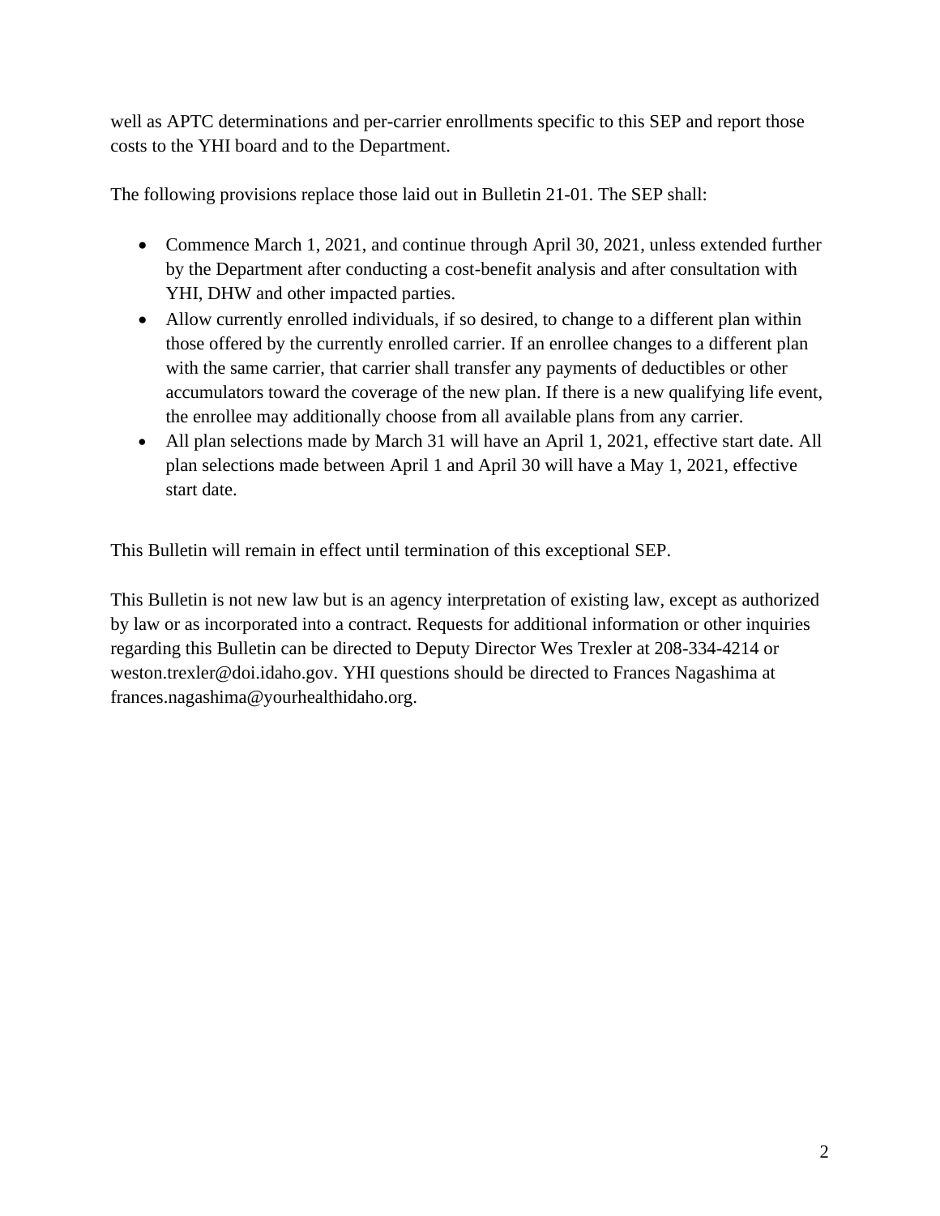well as APTC determinations and per-carrier enrollments specific to this SEP and report those costs to the YHI board and to the Department.

The following provisions replace those laid out in Bulletin 21-01. The SEP shall:

- Commence March 1, 2021, and continue through April 30, 2021, unless extended further by the Department after conducting a cost-benefit analysis and after consultation with YHI, DHW and other impacted parties.
- Allow currently enrolled individuals, if so desired, to change to a different plan within those offered by the currently enrolled carrier. If an enrollee changes to a different plan with the same carrier, that carrier shall transfer any payments of deductibles or other accumulators toward the coverage of the new plan. If there is a new qualifying life event, the enrollee may additionally choose from all available plans from any carrier.
- All plan selections made by March 31 will have an April 1, 2021, effective start date. All plan selections made between April 1 and April 30 will have a May 1, 2021, effective start date.

This Bulletin will remain in effect until termination of this exceptional SEP.

This Bulletin is not new law but is an agency interpretation of existing law, except as authorized by law or as incorporated into a contract. Requests for additional information or other inquiries regarding this Bulletin can be directed to Deputy Director Wes Trexler at 208-334-4214 or weston.trexler@doi.idaho.gov. YHI questions should be directed to Frances Nagashima at frances.nagashima@yourhealthidaho.org.